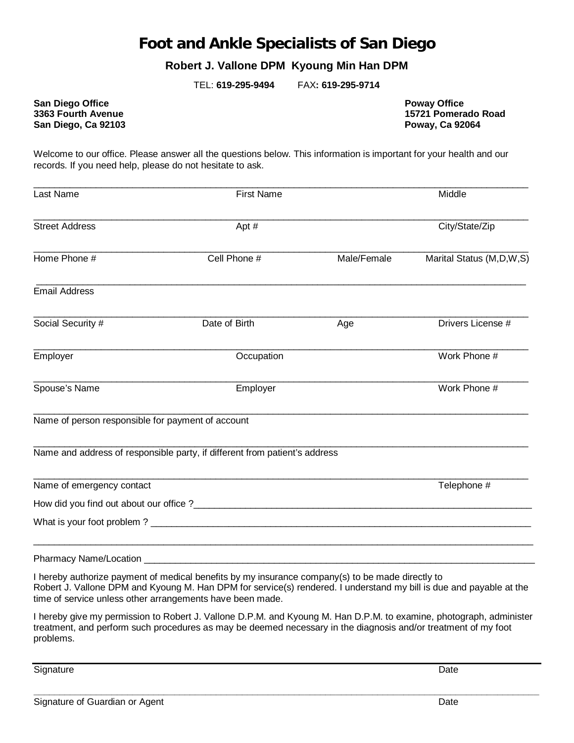# Foot and Ankle Specialists of San Diego

**Robert J. Vallone DPM Kyoung Min Han DPM**

TEL: **619-295-9494** FAX**: 619-295-9714**

**San Diego Office**
**3363 Fourth Avenue**
**San Diego, Ca 92103**

**Poway Office**
**15721 Pomerado Road**
**Poway, Ca 92064**

Welcome to our office. Please answer all the questions below. This information is important for your health and our records. If you need help, please do not hesitate to ask.

______________________________________________________________________________
Last Name First Name Middle

______________________________________________________________________________
Street Address Apt # City/State/Zip

______________________________________________________________________________
Home Phone # Cell Phone # Male/Female Marital Status (M,D,W,S)

______________________________________________________________________________
Email Address

______________________________________________________________________________
Social Security # Date of Birth Age Drivers License #

______________________________________________________________________________
Employer Occupation Work Phone #

______________________________________________________________________________
Spouse's Name Employer Work Phone #

______________________________________________________________________________
Name of person responsible for payment of account

______________________________________________________________________________
Name and address of responsible party, if different from patient's address

______________________________________________________________________________
Name of emergency contact Telephone #

How did you find out about our office ?______________________________________________________

What is your foot problem ? ____________________________________________________________

______________________________________________________________________________

Pharmacy Name/Location _______________________________________________________________

I hereby authorize payment of medical benefits by my insurance company(s) to be made directly to Robert J. Vallone DPM and Kyoung M. Han DPM for service(s) rendered. I understand my bill is due and payable at the time of service unless other arrangements have been made.

I hereby give my permission to Robert J. Vallone D.P.M. and Kyoung M. Han D.P.M. to examine, photograph, administer treatment, and perform such procedures as may be deemed necessary in the diagnosis and/or treatment of my foot problems.

______________________________________________________________________________
Signature Date

______________________________________________________________________________
Signature of Guardian or Agent Date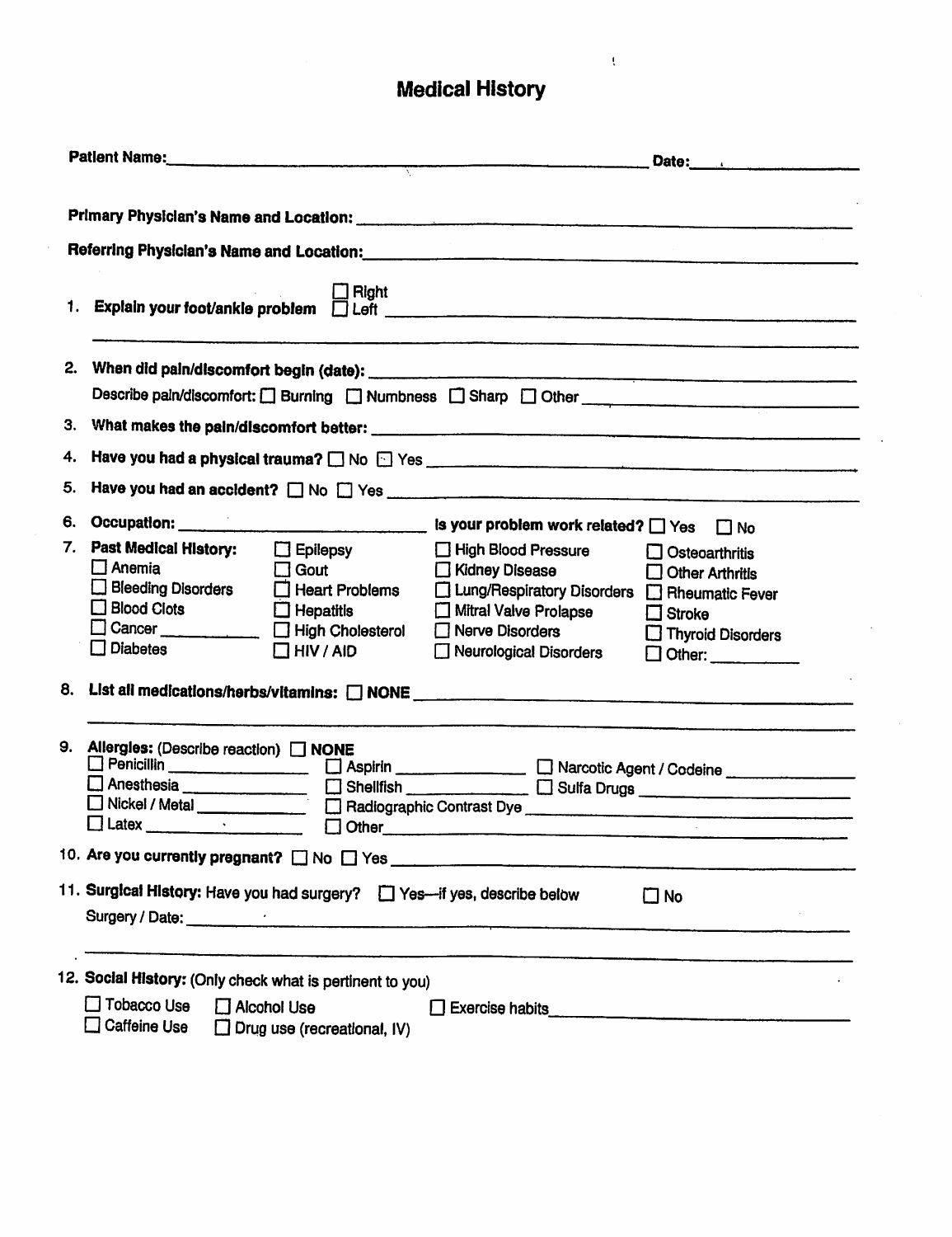# Medical History

**Patient Name:** ______________________________ **Date:** ____________

**Primary Physician's Name and Location:** ______________________________

**Referring Physician's Name and Location:** ______________________________

1. **Explain your foot/ankle problem** ☐ Right ☐ Left ______________________________

   ______________________________

2. **When did pain/discomfort begin (date):** ______________________________

   Describe pain/discomfort: ☐ Burning ☐ Numbness ☐ Sharp ☐ Other ____________

3. **What makes the pain/discomfort better:** ______________________________

4. **Have you had a physical trauma?** ☐ No ☐ Yes ______________________________

5. **Have you had an accident?** ☐ No ☐ Yes ______________________________

6. **Occupation:** ____________________ **Is your problem work related?** ☐ Yes ☐ No

7. **Past Medical History:**

   | | | | |
   |---|---|---|---|
   | ☐ Anemia | ☐ Epilepsy | ☐ High Blood Pressure | ☐ Osteoarthritis |
   | ☐ Bleeding Disorders | ☐ Gout | ☐ Kidney Disease | ☐ Other Arthritis |
   | ☐ Blood Clots | ☐ Heart Problems | ☐ Lung/Respiratory Disorders | ☐ Rheumatic Fever |
   | ☐ Cancer ________ | ☐ Hepatitis | ☐ Mitral Valve Prolapse | ☐ Stroke |
   | ☐ Diabetes | ☐ High Cholesterol | ☐ Nerve Disorders | ☐ Thyroid Disorders |
   | | ☐ HIV / AID | ☐ Neurological Disorders | ☐ Other: ________ |

8. **List all medications/herbs/vitamins:** ☐ **NONE** ______________________________

   ______________________________

9. **Allergies:** (Describe reaction) ☐ **NONE**

   ☐ Penicillin ____________ ☐ Aspirin ____________ ☐ Narcotic Agent / Codeine ____________

   ☐ Anesthesia ____________ ☐ Shellfish ____________ ☐ Sulfa Drugs ____________

   ☐ Nickel / Metal ____________ ☐ Radiographic Contrast Dye ____________

   ☐ Latex ____________ ☐ Other ____________

10. **Are you currently pregnant?** ☐ No ☐ Yes ______________________________

11. **Surgical History:** Have you had surgery? ☐ Yes—if yes, describe below ☐ No

    Surgery / Date: ______________________________

    ______________________________

12. **Social History:** (Only check what is pertinent to you)

    ☐ Tobacco Use ☐ Alcohol Use ☐ Exercise habits ______________________________

    ☐ Caffeine Use ☐ Drug use (recreational, IV)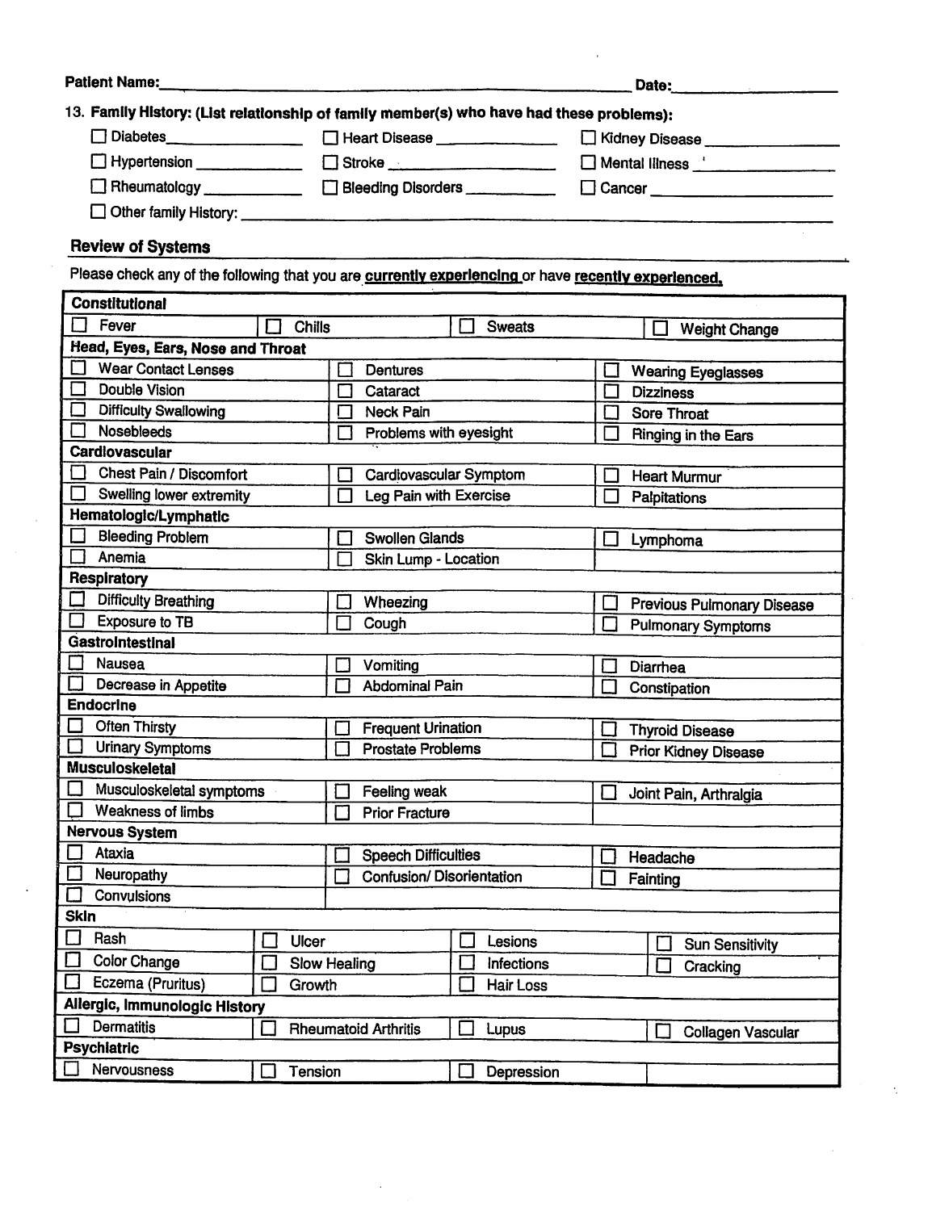Patient Name:______________________________ Date:____________

13. **Family History: (List relationship of family member(s) who have had these problems):**

☐ Diabetes__________ ☐ Heart Disease __________ ☐ Kidney Disease __________

☐ Hypertension __________ ☐ Stroke __________ ☐ Mental Illness __________

☐ Rheumatology __________ ☐ Bleeding Disorders __________ ☐ Cancer __________

☐ Other family History: ______________________________

## Review of Systems

Please check any of the following that you are **currently experiencing** or have **recently experienced.**

| | | | |
|---|---|---|---|
| **Constitutional** | | | |
| ☐ Fever | ☐ Chills | ☐ Sweats | ☐ Weight Change |
| **Head, Eyes, Ears, Nose and Throat** | | | |
| ☐ Wear Contact Lenses | ☐ Dentures | ☐ Wearing Eyeglasses | |
| ☐ Double Vision | ☐ Cataract | ☐ Dizziness | |
| ☐ Difficulty Swallowing | ☐ Neck Pain | ☐ Sore Throat | |
| ☐ Nosebleeds | ☐ Problems with eyesight | ☐ Ringing in the Ears | |
| **Cardiovascular** | | | |
| ☐ Chest Pain / Discomfort | ☐ Cardiovascular Symptom | ☐ Heart Murmur | |
| ☐ Swelling lower extremity | ☐ Leg Pain with Exercise | ☐ Palpitations | |
| **Hematologic/Lymphatic** | | | |
| ☐ Bleeding Problem | ☐ Swollen Glands | ☐ Lymphoma | |
| ☐ Anemia | ☐ Skin Lump - Location | | |
| **Respiratory** | | | |
| ☐ Difficulty Breathing | ☐ Wheezing | ☐ Previous Pulmonary Disease | |
| ☐ Exposure to TB | ☐ Cough | ☐ Pulmonary Symptoms | |
| **Gastrointestinal** | | | |
| ☐ Nausea | ☐ Vomiting | ☐ Diarrhea | |
| ☐ Decrease in Appetite | ☐ Abdominal Pain | ☐ Constipation | |
| **Endocrine** | | | |
| ☐ Often Thirsty | ☐ Frequent Urination | ☐ Thyroid Disease | |
| ☐ Urinary Symptoms | ☐ Prostate Problems | ☐ Prior Kidney Disease | |
| **Musculoskeletal** | | | |
| ☐ Musculoskeletal symptoms | ☐ Feeling weak | ☐ Joint Pain, Arthralgia | |
| ☐ Weakness of limbs | ☐ Prior Fracture | | |
| **Nervous System** | | | |
| ☐ Ataxia | ☐ Speech Difficulties | ☐ Headache | |
| ☐ Neuropathy | ☐ Confusion/ Disorientation | ☐ Fainting | |
| ☐ Convulsions | | | |
| **Skin** | | | |
| ☐ Rash | ☐ Ulcer | ☐ Lesions | ☐ Sun Sensitivity |
| ☐ Color Change | ☐ Slow Healing | ☐ Infections | ☐ Cracking |
| ☐ Eczema (Pruritus) | ☐ Growth | ☐ Hair Loss | |
| **Allergic, Immunologic History** | | | |
| ☐ Dermatitis | ☐ Rheumatoid Arthritis | ☐ Lupus | ☐ Collagen Vascular |
| **Psychiatric** | | | |
| ☐ Nervousness | ☐ Tension | ☐ Depression | |